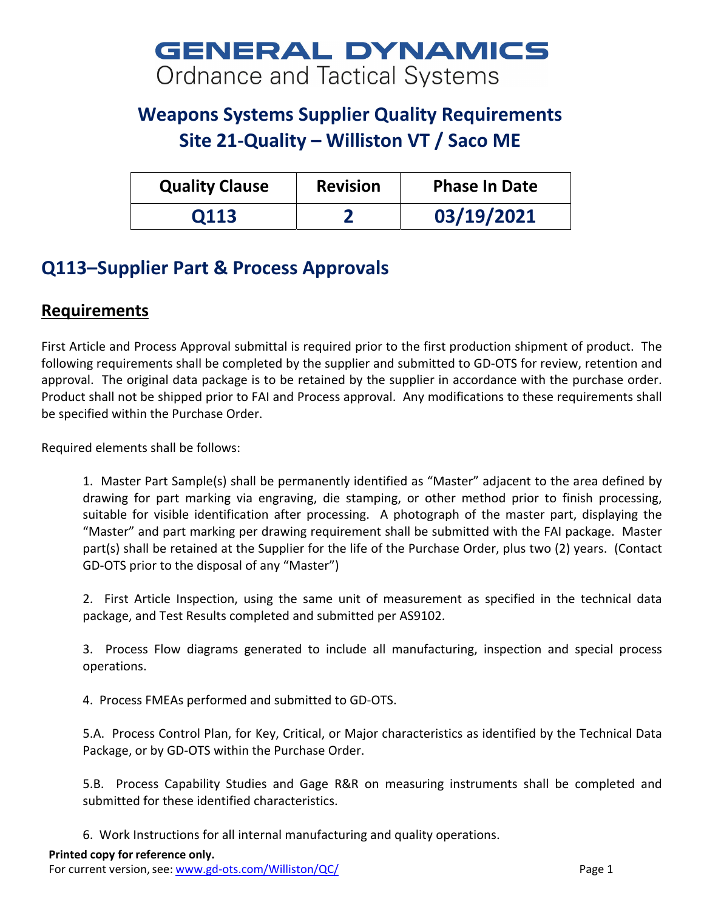# GENERAL DYNAMICS
Ordnance and Tactical Systems

## Weapons Systems Supplier Quality Requirements
## Site 21-Quality – Williston VT / Saco ME

| Quality Clause | Revision | Phase In Date |
|---|---|---|
| Q113 | 2 | 03/19/2021 |

## Q113–Supplier Part & Process Approvals

### Requirements

First Article and Process Approval submittal is required prior to the first production shipment of product. The following requirements shall be completed by the supplier and submitted to GD-OTS for review, retention and approval. The original data package is to be retained by the supplier in accordance with the purchase order. Product shall not be shipped prior to FAI and Process approval. Any modifications to these requirements shall be specified within the Purchase Order.

Required elements shall be follows:

1. Master Part Sample(s) shall be permanently identified as "Master" adjacent to the area defined by drawing for part marking via engraving, die stamping, or other method prior to finish processing, suitable for visible identification after processing. A photograph of the master part, displaying the "Master" and part marking per drawing requirement shall be submitted with the FAI package. Master part(s) shall be retained at the Supplier for the life of the Purchase Order, plus two (2) years. (Contact GD-OTS prior to the disposal of any "Master")

2. First Article Inspection, using the same unit of measurement as specified in the technical data package, and Test Results completed and submitted per AS9102.

3. Process Flow diagrams generated to include all manufacturing, inspection and special process operations.

4. Process FMEAs performed and submitted to GD-OTS.

5.A. Process Control Plan, for Key, Critical, or Major characteristics as identified by the Technical Data Package, or by GD-OTS within the Purchase Order.

5.B. Process Capability Studies and Gage R&R on measuring instruments shall be completed and submitted for these identified characteristics.

6. Work Instructions for all internal manufacturing and quality operations.

**Printed copy for reference only.**
For current version, see: www.gd-ots.com/Williston/QC/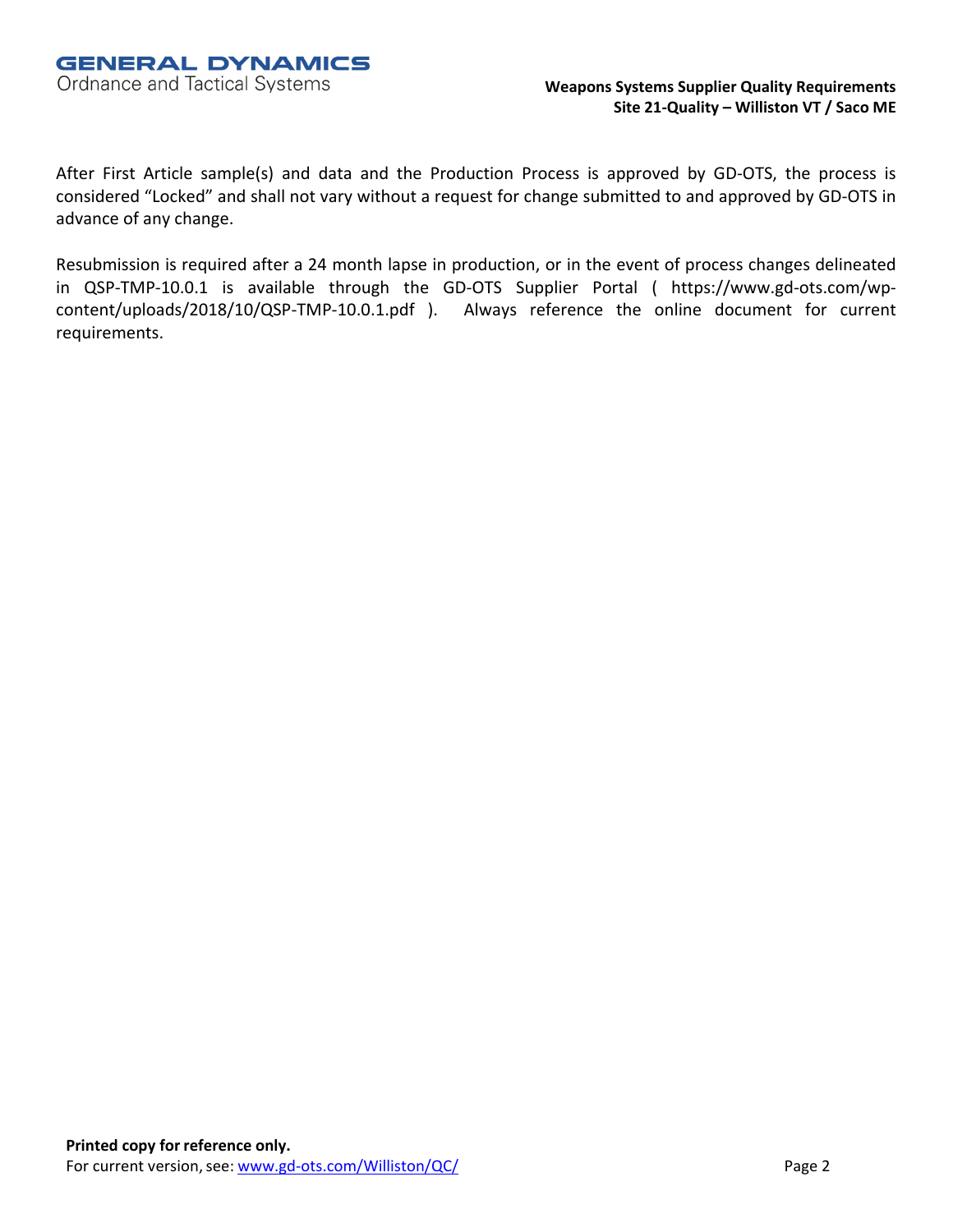After First Article sample(s) and data and the Production Process is approved by GD-OTS, the process is considered "Locked" and shall not vary without a request for change submitted to and approved by GD-OTS in advance of any change.

Resubmission is required after a 24 month lapse in production, or in the event of process changes delineated in QSP-TMP-10.0.1 is available through the GD-OTS Supplier Portal ( https://www.gd-ots.com/wp-content/uploads/2018/10/QSP-TMP-10.0.1.pdf ). Always reference the online document for current requirements.